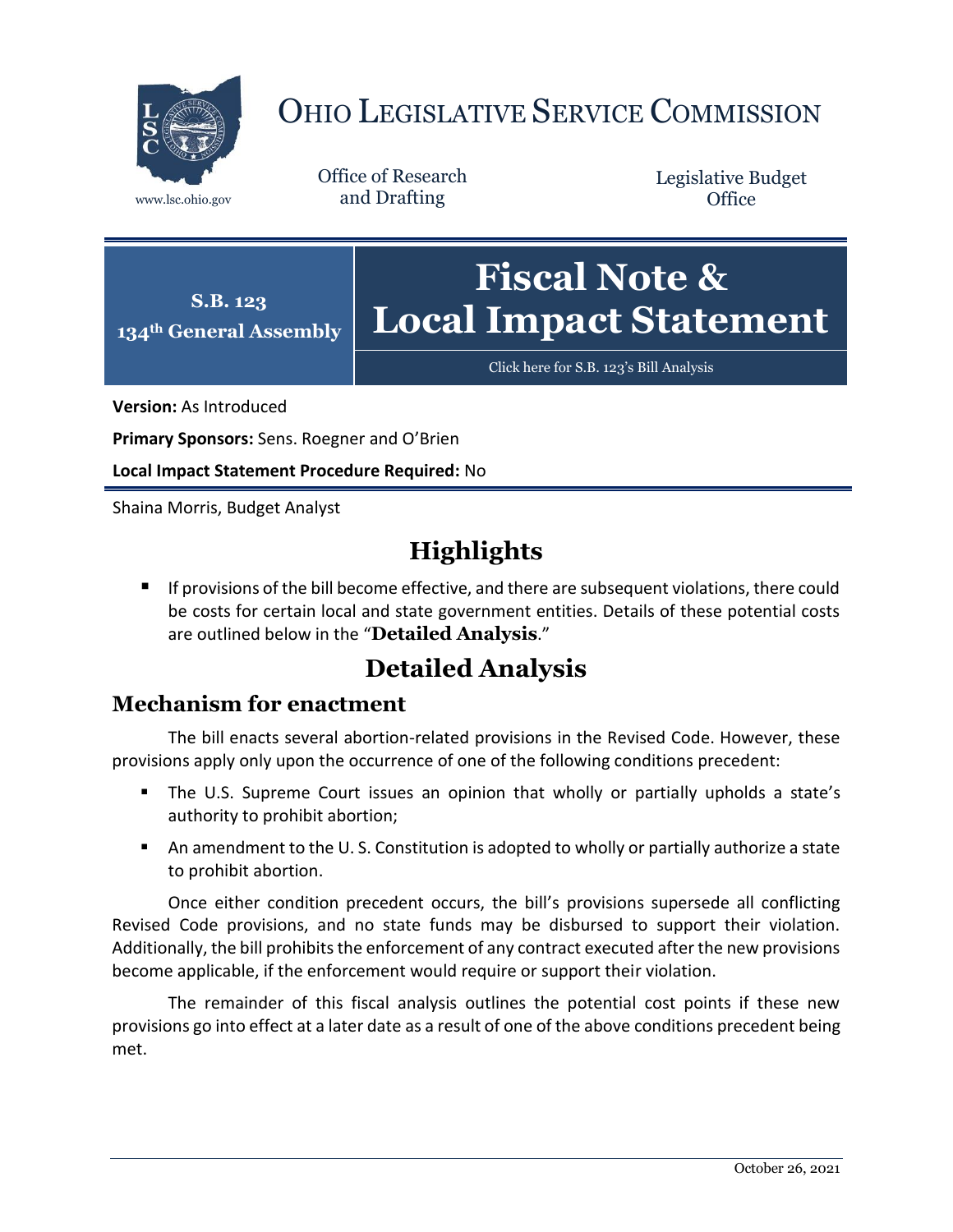# OHIO LEGISLATIVE SERVICE COMMISSION

www.lsc.ohio.gov

Office of Research and Drafting

Legislative Budget Office

**S.B. 123**
**134th General Assembly**

# Fiscal Note & Local Impact Statement

Click here for S.B. 123's Bill Analysis

**Version:** As Introduced

**Primary Sponsors:** Sens. Roegner and O'Brien

**Local Impact Statement Procedure Required:** No

Shaina Morris, Budget Analyst

## Highlights

- If provisions of the bill become effective, and there are subsequent violations, there could be costs for certain local and state government entities. Details of these potential costs are outlined below in the "**Detailed Analysis**."

## Detailed Analysis

### Mechanism for enactment

The bill enacts several abortion-related provisions in the Revised Code. However, these provisions apply only upon the occurrence of one of the following conditions precedent:

- The U.S. Supreme Court issues an opinion that wholly or partially upholds a state's authority to prohibit abortion;
- An amendment to the U. S. Constitution is adopted to wholly or partially authorize a state to prohibit abortion.

Once either condition precedent occurs, the bill's provisions supersede all conflicting Revised Code provisions, and no state funds may be disbursed to support their violation. Additionally, the bill prohibits the enforcement of any contract executed after the new provisions become applicable, if the enforcement would require or support their violation.

The remainder of this fiscal analysis outlines the potential cost points if these new provisions go into effect at a later date as a result of one of the above conditions precedent being met.

October 26, 2021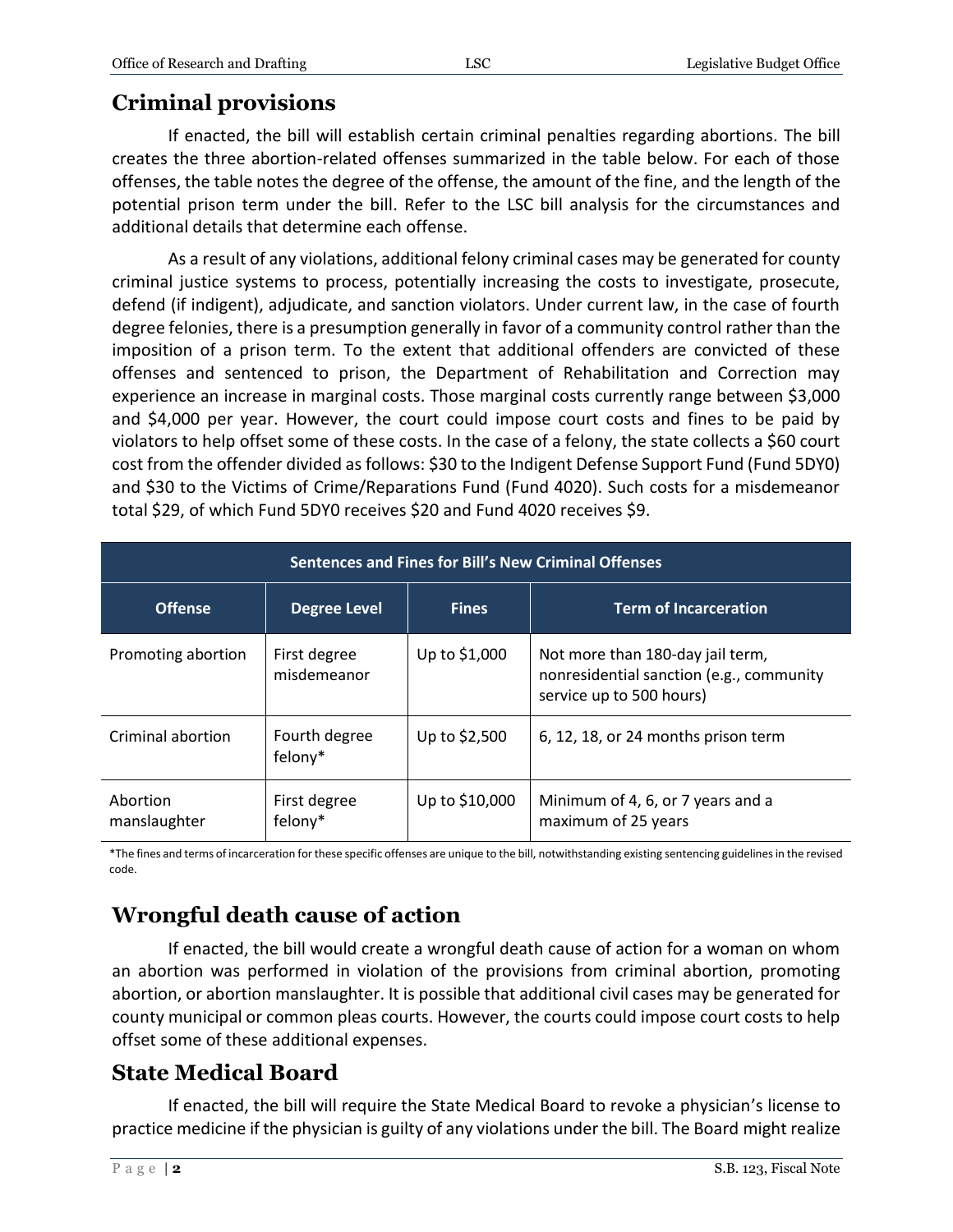## Criminal provisions

If enacted, the bill will establish certain criminal penalties regarding abortions. The bill creates the three abortion-related offenses summarized in the table below. For each of those offenses, the table notes the degree of the offense, the amount of the fine, and the length of the potential prison term under the bill. Refer to the LSC bill analysis for the circumstances and additional details that determine each offense.

As a result of any violations, additional felony criminal cases may be generated for county criminal justice systems to process, potentially increasing the costs to investigate, prosecute, defend (if indigent), adjudicate, and sanction violators. Under current law, in the case of fourth degree felonies, there is a presumption generally in favor of a community control rather than the imposition of a prison term. To the extent that additional offenders are convicted of these offenses and sentenced to prison, the Department of Rehabilitation and Correction may experience an increase in marginal costs. Those marginal costs currently range between $3,000 and $4,000 per year. However, the court could impose court costs and fines to be paid by violators to help offset some of these costs. In the case of a felony, the state collects a $60 court cost from the offender divided as follows: $30 to the Indigent Defense Support Fund (Fund 5DY0) and $30 to the Victims of Crime/Reparations Fund (Fund 4020). Such costs for a misdemeanor total $29, of which Fund 5DY0 receives $20 and Fund 4020 receives $9.

| Sentences and Fines for Bill's New Criminal Offenses | | | |
|---|---|---|---|
| **Offense** | **Degree Level** | **Fines** | **Term of Incarceration** |
| Promoting abortion | First degree misdemeanor | Up to $1,000 | Not more than 180-day jail term, nonresidential sanction (e.g., community service up to 500 hours) |
| Criminal abortion | Fourth degree felony* | Up to $2,500 | 6, 12, 18, or 24 months prison term |
| Abortion manslaughter | First degree felony* | Up to $10,000 | Minimum of 4, 6, or 7 years and a maximum of 25 years |

*The fines and terms of incarceration for these specific offenses are unique to the bill, notwithstanding existing sentencing guidelines in the revised code.

## Wrongful death cause of action

If enacted, the bill would create a wrongful death cause of action for a woman on whom an abortion was performed in violation of the provisions from criminal abortion, promoting abortion, or abortion manslaughter. It is possible that additional civil cases may be generated for county municipal or common pleas courts. However, the courts could impose court costs to help offset some of these additional expenses.

## State Medical Board

If enacted, the bill will require the State Medical Board to revoke a physician's license to practice medicine if the physician is guilty of any violations under the bill. The Board might realize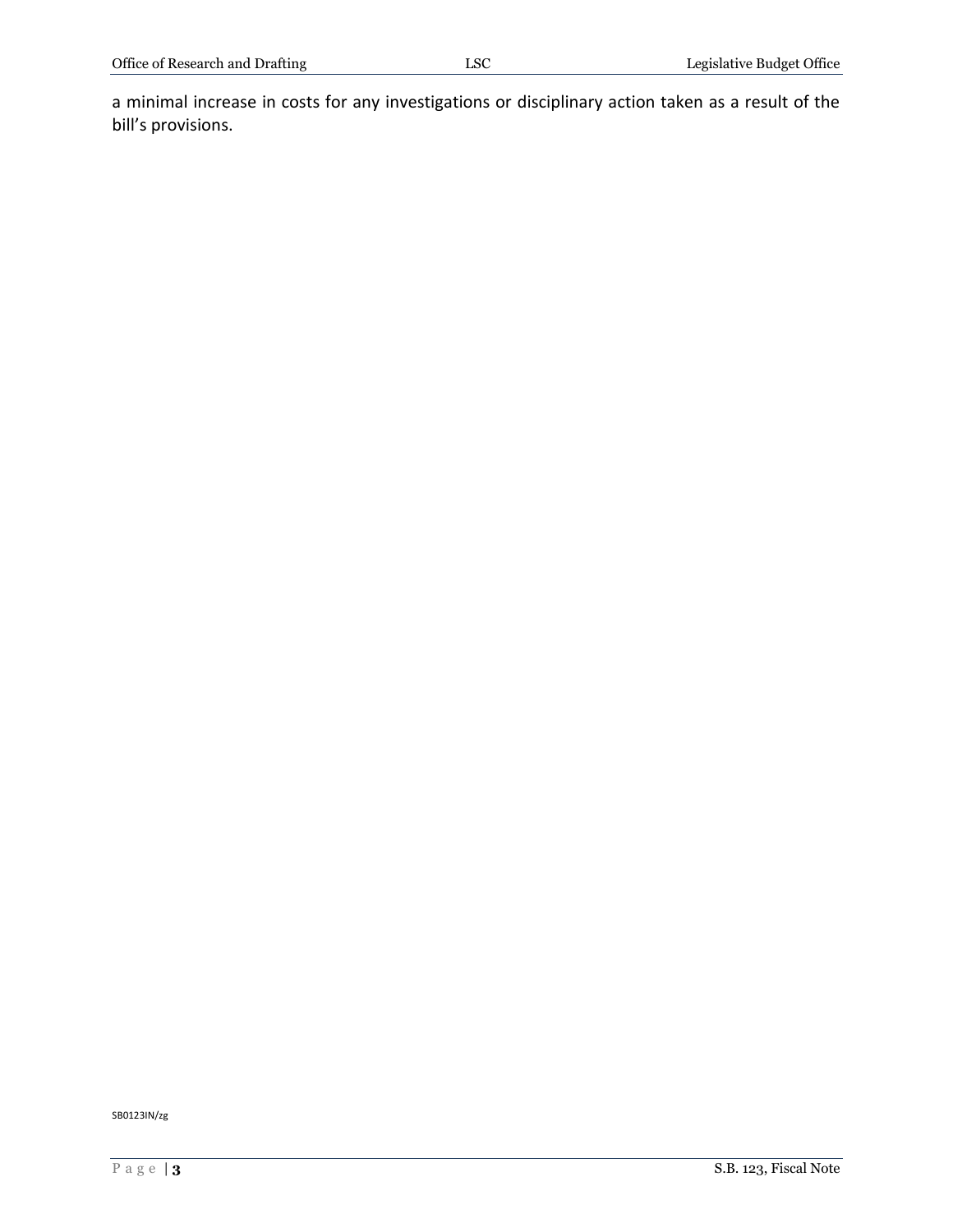a minimal increase in costs for any investigations or disciplinary action taken as a result of the bill's provisions.

SB0123IN/zg